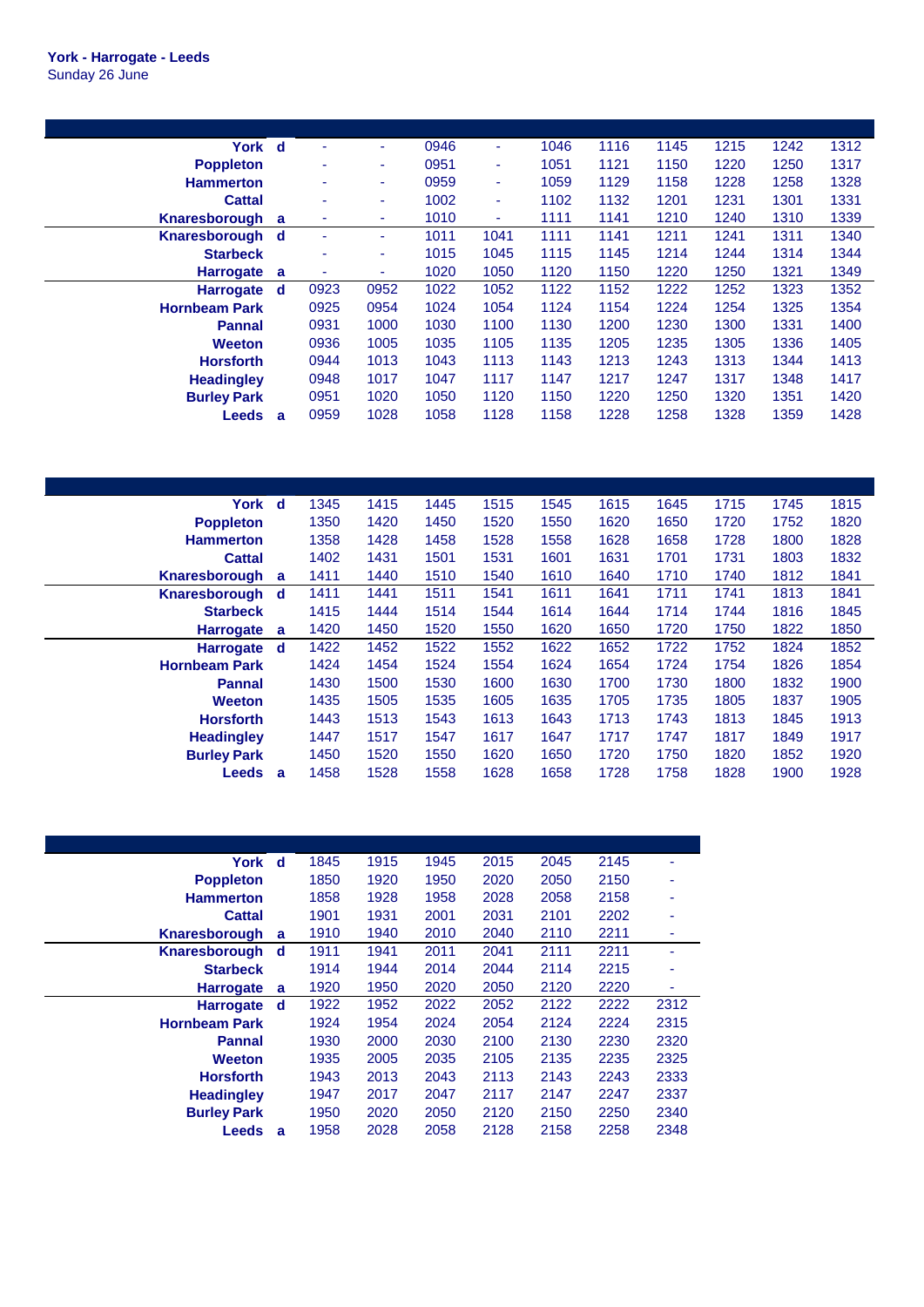**York - Harrogate - Leeds**
Sunday 26 June

| | | | | | | | | | | | |
|---|---|---|---|---|---|---|---|---|---|---|---|
| **York** | **d** | - | - | 0946 | - | 1046 | 1116 | 1145 | 1215 | 1242 | 1312 |
| **Poppleton** | | - | - | 0951 | - | 1051 | 1121 | 1150 | 1220 | 1250 | 1317 |
| **Hammerton** | | - | - | 0959 | - | 1059 | 1129 | 1158 | 1228 | 1258 | 1328 |
| **Cattal** | | - | - | 1002 | - | 1102 | 1132 | 1201 | 1231 | 1301 | 1331 |
| **Knaresborough** | **a** | - | - | 1010 | - | 1111 | 1141 | 1210 | 1240 | 1310 | 1339 |
| **Knaresborough** | **d** | - | - | 1011 | 1041 | 1111 | 1141 | 1211 | 1241 | 1311 | 1340 |
| **Starbeck** | | - | - | 1015 | 1045 | 1115 | 1145 | 1214 | 1244 | 1314 | 1344 |
| **Harrogate** | **a** | - | - | 1020 | 1050 | 1120 | 1150 | 1220 | 1250 | 1321 | 1349 |
| **Harrogate** | **d** | 0923 | 0952 | 1022 | 1052 | 1122 | 1152 | 1222 | 1252 | 1323 | 1352 |
| **Hornbeam Park** | | 0925 | 0954 | 1024 | 1054 | 1124 | 1154 | 1224 | 1254 | 1325 | 1354 |
| **Pannal** | | 0931 | 1000 | 1030 | 1100 | 1130 | 1200 | 1230 | 1300 | 1331 | 1400 |
| **Weeton** | | 0936 | 1005 | 1035 | 1105 | 1135 | 1205 | 1235 | 1305 | 1336 | 1405 |
| **Horsforth** | | 0944 | 1013 | 1043 | 1113 | 1143 | 1213 | 1243 | 1313 | 1344 | 1413 |
| **Headingley** | | 0948 | 1017 | 1047 | 1117 | 1147 | 1217 | 1247 | 1317 | 1348 | 1417 |
| **Burley Park** | | 0951 | 1020 | 1050 | 1120 | 1150 | 1220 | 1250 | 1320 | 1351 | 1420 |
| **Leeds** | **a** | 0959 | 1028 | 1058 | 1128 | 1158 | 1228 | 1258 | 1328 | 1359 | 1428 |

| | | | | | | | | | | | |
|---|---|---|---|---|---|---|---|---|---|---|---|
| **York** | **d** | 1345 | 1415 | 1445 | 1515 | 1545 | 1615 | 1645 | 1715 | 1745 | 1815 |
| **Poppleton** | | 1350 | 1420 | 1450 | 1520 | 1550 | 1620 | 1650 | 1720 | 1752 | 1820 |
| **Hammerton** | | 1358 | 1428 | 1458 | 1528 | 1558 | 1628 | 1658 | 1728 | 1800 | 1828 |
| **Cattal** | | 1402 | 1431 | 1501 | 1531 | 1601 | 1631 | 1701 | 1731 | 1803 | 1832 |
| **Knaresborough** | **a** | 1411 | 1440 | 1510 | 1540 | 1610 | 1640 | 1710 | 1740 | 1812 | 1841 |
| **Knaresborough** | **d** | 1411 | 1441 | 1511 | 1541 | 1611 | 1641 | 1711 | 1741 | 1813 | 1841 |
| **Starbeck** | | 1415 | 1444 | 1514 | 1544 | 1614 | 1644 | 1714 | 1744 | 1816 | 1845 |
| **Harrogate** | **a** | 1420 | 1450 | 1520 | 1550 | 1620 | 1650 | 1720 | 1750 | 1822 | 1850 |
| **Harrogate** | **d** | 1422 | 1452 | 1522 | 1552 | 1622 | 1652 | 1722 | 1752 | 1824 | 1852 |
| **Hornbeam Park** | | 1424 | 1454 | 1524 | 1554 | 1624 | 1654 | 1724 | 1754 | 1826 | 1854 |
| **Pannal** | | 1430 | 1500 | 1530 | 1600 | 1630 | 1700 | 1730 | 1800 | 1832 | 1900 |
| **Weeton** | | 1435 | 1505 | 1535 | 1605 | 1635 | 1705 | 1735 | 1805 | 1837 | 1905 |
| **Horsforth** | | 1443 | 1513 | 1543 | 1613 | 1643 | 1713 | 1743 | 1813 | 1845 | 1913 |
| **Headingley** | | 1447 | 1517 | 1547 | 1617 | 1647 | 1717 | 1747 | 1817 | 1849 | 1917 |
| **Burley Park** | | 1450 | 1520 | 1550 | 1620 | 1650 | 1720 | 1750 | 1820 | 1852 | 1920 |
| **Leeds** | **a** | 1458 | 1528 | 1558 | 1628 | 1658 | 1728 | 1758 | 1828 | 1900 | 1928 |

| | | | | | | | | |
|---|---|---|---|---|---|---|---|---|
| **York** | **d** | 1845 | 1915 | 1945 | 2015 | 2045 | 2145 | - |
| **Poppleton** | | 1850 | 1920 | 1950 | 2020 | 2050 | 2150 | - |
| **Hammerton** | | 1858 | 1928 | 1958 | 2028 | 2058 | 2158 | - |
| **Cattal** | | 1901 | 1931 | 2001 | 2031 | 2101 | 2202 | - |
| **Knaresborough** | **a** | 1910 | 1940 | 2010 | 2040 | 2110 | 2211 | - |
| **Knaresborough** | **d** | 1911 | 1941 | 2011 | 2041 | 2111 | 2211 | - |
| **Starbeck** | | 1914 | 1944 | 2014 | 2044 | 2114 | 2215 | - |
| **Harrogate** | **a** | 1920 | 1950 | 2020 | 2050 | 2120 | 2220 | - |
| **Harrogate** | **d** | 1922 | 1952 | 2022 | 2052 | 2122 | 2222 | 2312 |
| **Hornbeam Park** | | 1924 | 1954 | 2024 | 2054 | 2124 | 2224 | 2315 |
| **Pannal** | | 1930 | 2000 | 2030 | 2100 | 2130 | 2230 | 2320 |
| **Weeton** | | 1935 | 2005 | 2035 | 2105 | 2135 | 2235 | 2325 |
| **Horsforth** | | 1943 | 2013 | 2043 | 2113 | 2143 | 2243 | 2333 |
| **Headingley** | | 1947 | 2017 | 2047 | 2117 | 2147 | 2247 | 2337 |
| **Burley Park** | | 1950 | 2020 | 2050 | 2120 | 2150 | 2250 | 2340 |
| **Leeds** | **a** | 1958 | 2028 | 2058 | 2128 | 2158 | 2258 | 2348 |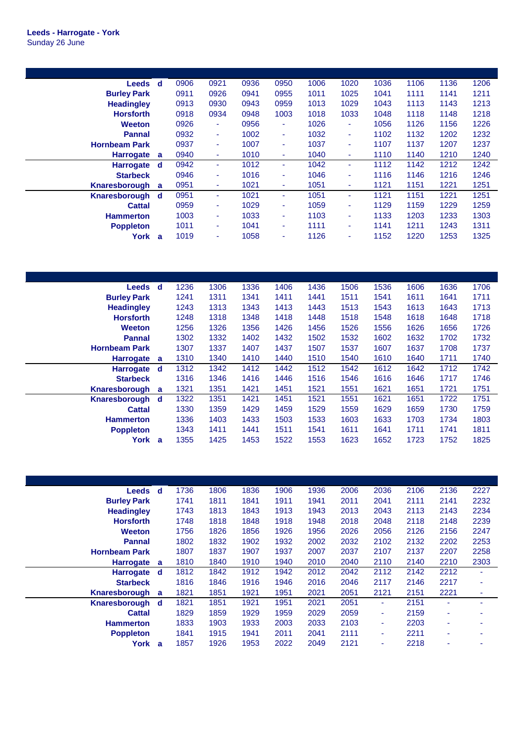**Leeds - Harrogate - York**
Sunday 26 June

| Station | | | | | | | | | | | |
|---|---|---|---|---|---|---|---|---|---|---|---|
| Leeds | d | 0906 | 0921 | 0936 | 0950 | 1006 | 1020 | 1036 | 1106 | 1136 | 1206 |
| Burley Park | | 0911 | 0926 | 0941 | 0955 | 1011 | 1025 | 1041 | 1111 | 1141 | 1211 |
| Headingley | | 0913 | 0930 | 0943 | 0959 | 1013 | 1029 | 1043 | 1113 | 1143 | 1213 |
| Horsforth | | 0918 | 0934 | 0948 | 1003 | 1018 | 1033 | 1048 | 1118 | 1148 | 1218 |
| Weeton | | 0926 | - | 0956 | - | 1026 | - | 1056 | 1126 | 1156 | 1226 |
| Pannal | | 0932 | - | 1002 | - | 1032 | - | 1102 | 1132 | 1202 | 1232 |
| Hornbeam Park | | 0937 | - | 1007 | - | 1037 | - | 1107 | 1137 | 1207 | 1237 |
| Harrogate | a | 0940 | - | 1010 | - | 1040 | - | 1110 | 1140 | 1210 | 1240 |
| Harrogate | d | 0942 | - | 1012 | - | 1042 | - | 1112 | 1142 | 1212 | 1242 |
| Starbeck | | 0946 | - | 1016 | - | 1046 | - | 1116 | 1146 | 1216 | 1246 |
| Knaresborough | a | 0951 | - | 1021 | - | 1051 | - | 1121 | 1151 | 1221 | 1251 |
| Knaresborough | d | 0951 | - | 1021 | - | 1051 | - | 1121 | 1151 | 1221 | 1251 |
| Cattal | | 0959 | - | 1029 | - | 1059 | - | 1129 | 1159 | 1229 | 1259 |
| Hammerton | | 1003 | - | 1033 | - | 1103 | - | 1133 | 1203 | 1233 | 1303 |
| Poppleton | | 1011 | - | 1041 | - | 1111 | - | 1141 | 1211 | 1243 | 1311 |
| York | a | 1019 | - | 1058 | - | 1126 | - | 1152 | 1220 | 1253 | 1325 |

| Station | | | | | | | | | | | |
|---|---|---|---|---|---|---|---|---|---|---|---|
| Leeds | d | 1236 | 1306 | 1336 | 1406 | 1436 | 1506 | 1536 | 1606 | 1636 | 1706 |
| Burley Park | | 1241 | 1311 | 1341 | 1411 | 1441 | 1511 | 1541 | 1611 | 1641 | 1711 |
| Headingley | | 1243 | 1313 | 1343 | 1413 | 1443 | 1513 | 1543 | 1613 | 1643 | 1713 |
| Horsforth | | 1248 | 1318 | 1348 | 1418 | 1448 | 1518 | 1548 | 1618 | 1648 | 1718 |
| Weeton | | 1256 | 1326 | 1356 | 1426 | 1456 | 1526 | 1556 | 1626 | 1656 | 1726 |
| Pannal | | 1302 | 1332 | 1402 | 1432 | 1502 | 1532 | 1602 | 1632 | 1702 | 1732 |
| Hornbeam Park | | 1307 | 1337 | 1407 | 1437 | 1507 | 1537 | 1607 | 1637 | 1708 | 1737 |
| Harrogate | a | 1310 | 1340 | 1410 | 1440 | 1510 | 1540 | 1610 | 1640 | 1711 | 1740 |
| Harrogate | d | 1312 | 1342 | 1412 | 1442 | 1512 | 1542 | 1612 | 1642 | 1712 | 1742 |
| Starbeck | | 1316 | 1346 | 1416 | 1446 | 1516 | 1546 | 1616 | 1646 | 1717 | 1746 |
| Knaresborough | a | 1321 | 1351 | 1421 | 1451 | 1521 | 1551 | 1621 | 1651 | 1721 | 1751 |
| Knaresborough | d | 1322 | 1351 | 1421 | 1451 | 1521 | 1551 | 1621 | 1651 | 1722 | 1751 |
| Cattal | | 1330 | 1359 | 1429 | 1459 | 1529 | 1559 | 1629 | 1659 | 1730 | 1759 |
| Hammerton | | 1336 | 1403 | 1433 | 1503 | 1533 | 1603 | 1633 | 1703 | 1734 | 1803 |
| Poppleton | | 1343 | 1411 | 1441 | 1511 | 1541 | 1611 | 1641 | 1711 | 1741 | 1811 |
| York | a | 1355 | 1425 | 1453 | 1522 | 1553 | 1623 | 1652 | 1723 | 1752 | 1825 |

| Station | | | | | | | | | | | |
|---|---|---|---|---|---|---|---|---|---|---|---|
| Leeds | d | 1736 | 1806 | 1836 | 1906 | 1936 | 2006 | 2036 | 2106 | 2136 | 2227 |
| Burley Park | | 1741 | 1811 | 1841 | 1911 | 1941 | 2011 | 2041 | 2111 | 2141 | 2232 |
| Headingley | | 1743 | 1813 | 1843 | 1913 | 1943 | 2013 | 2043 | 2113 | 2143 | 2234 |
| Horsforth | | 1748 | 1818 | 1848 | 1918 | 1948 | 2018 | 2048 | 2118 | 2148 | 2239 |
| Weeton | | 1756 | 1826 | 1856 | 1926 | 1956 | 2026 | 2056 | 2126 | 2156 | 2247 |
| Pannal | | 1802 | 1832 | 1902 | 1932 | 2002 | 2032 | 2102 | 2132 | 2202 | 2253 |
| Hornbeam Park | | 1807 | 1837 | 1907 | 1937 | 2007 | 2037 | 2107 | 2137 | 2207 | 2258 |
| Harrogate | a | 1810 | 1840 | 1910 | 1940 | 2010 | 2040 | 2110 | 2140 | 2210 | 2303 |
| Harrogate | d | 1812 | 1842 | 1912 | 1942 | 2012 | 2042 | 2112 | 2142 | 2212 | - |
| Starbeck | | 1816 | 1846 | 1916 | 1946 | 2016 | 2046 | 2117 | 2146 | 2217 | - |
| Knaresborough | a | 1821 | 1851 | 1921 | 1951 | 2021 | 2051 | 2121 | 2151 | 2221 | - |
| Knaresborough | d | 1821 | 1851 | 1921 | 1951 | 2021 | 2051 | - | 2151 | - | - |
| Cattal | | 1829 | 1859 | 1929 | 1959 | 2029 | 2059 | - | 2159 | - | - |
| Hammerton | | 1833 | 1903 | 1933 | 2003 | 2033 | 2103 | - | 2203 | - | - |
| Poppleton | | 1841 | 1915 | 1941 | 2011 | 2041 | 2111 | - | 2211 | - | - |
| York | a | 1857 | 1926 | 1953 | 2022 | 2049 | 2121 | - | 2218 | - | - |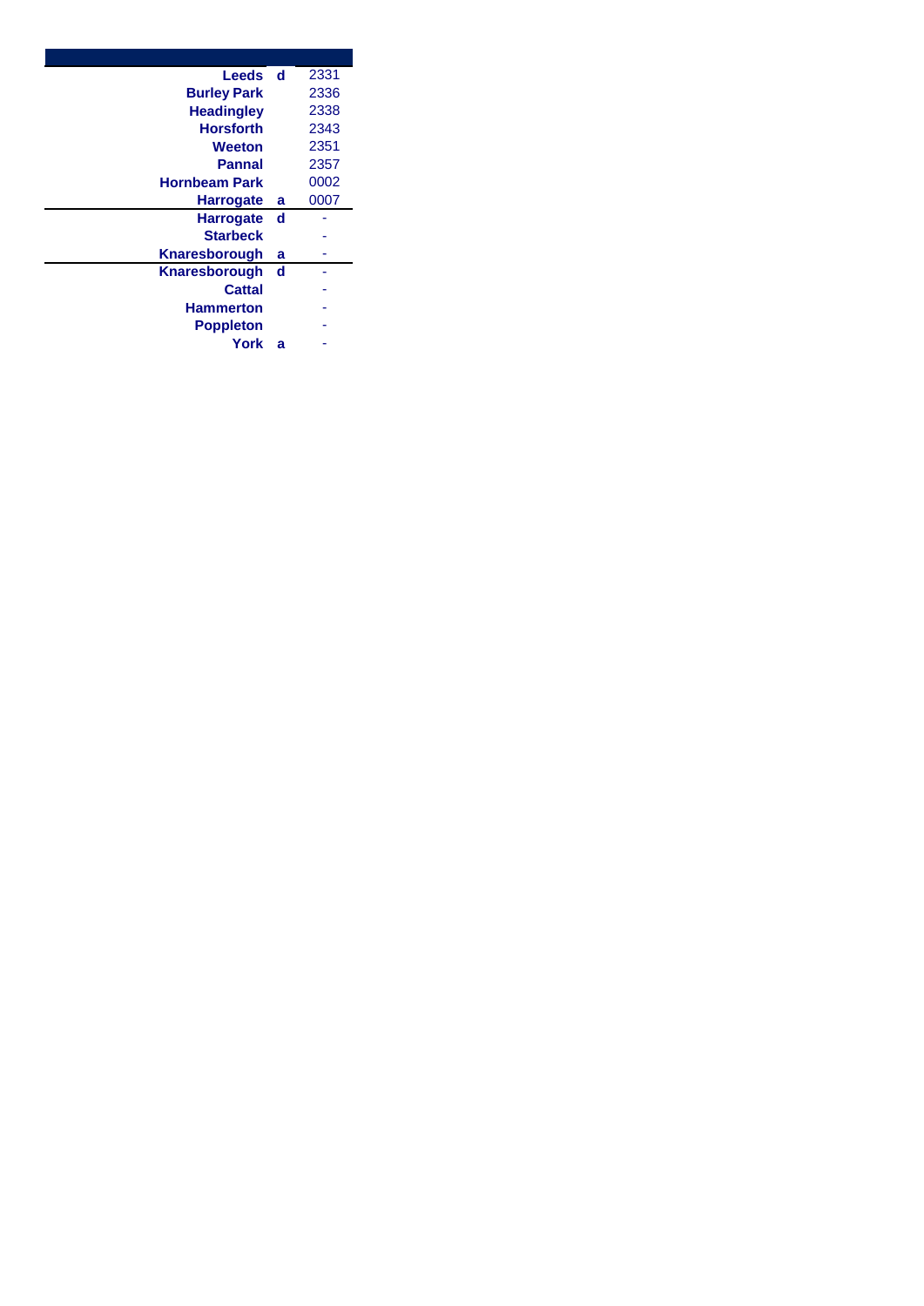| | | |
|---|---|---|
| **Leeds** | **d** | 2331 |
| **Burley Park** | | 2336 |
| **Headingley** | | 2338 |
| **Horsforth** | | 2343 |
| **Weeton** | | 2351 |
| **Pannal** | | 2357 |
| **Hornbeam Park** | | 0002 |
| **Harrogate** | **a** | 0007 |
| **Harrogate** | **d** | - |
| **Starbeck** | | - |
| **Knaresborough** | **a** | - |
| **Knaresborough** | **d** | - |
| **Cattal** | | - |
| **Hammerton** | | - |
| **Poppleton** | | - |
| **York** | **a** | - |